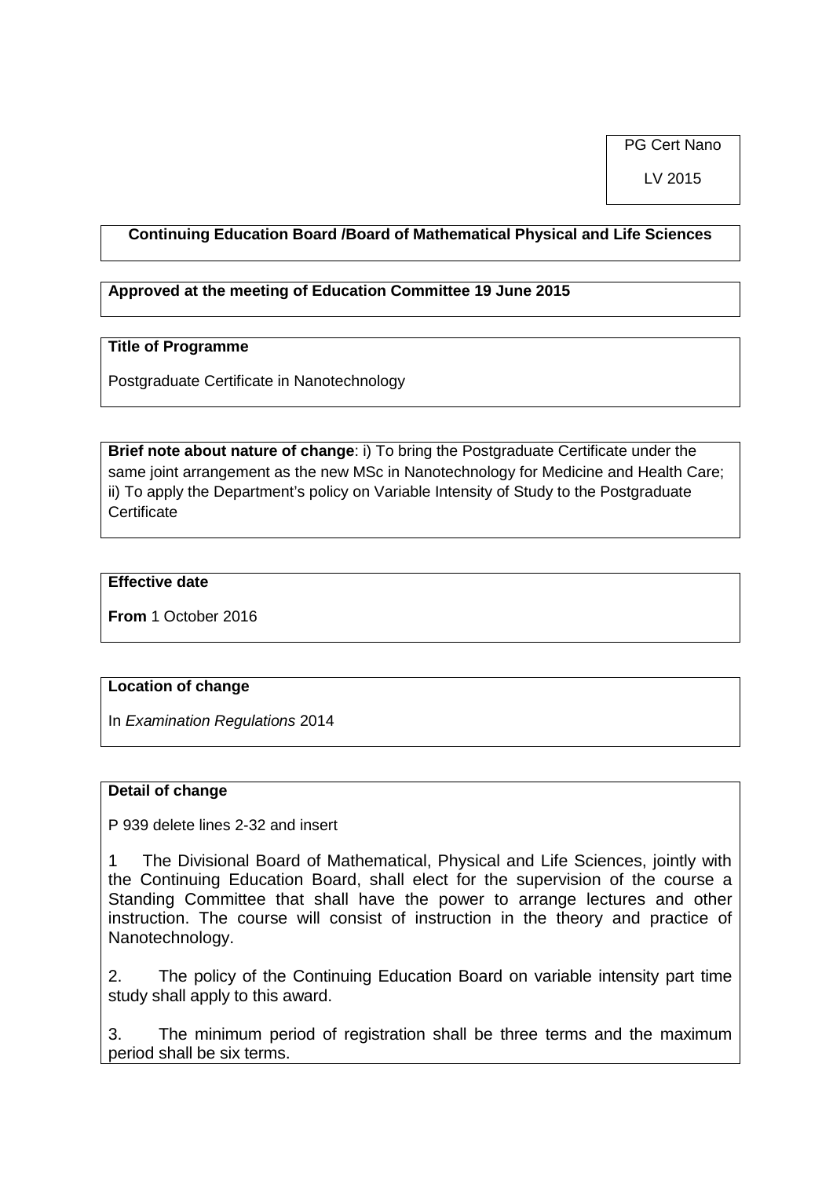PG Cert Nano

LV 2015

**Continuing Education Board /Board of Mathematical Physical and Life Sciences**

**Approved at the meeting of Education Committee 19 June 2015**

**Title of Programme**

Postgraduate Certificate in Nanotechnology

**Brief note about nature of change**: i) To bring the Postgraduate Certificate under the same joint arrangement as the new MSc in Nanotechnology for Medicine and Health Care; ii) To apply the Department's policy on Variable Intensity of Study to the Postgraduate Certificate

**Effective date**

**From** 1 October 2016

**Location of change**

In *Examination Regulations* 2014

**Detail of change**

P 939 delete lines 2-32 and insert

1 The Divisional Board of Mathematical, Physical and Life Sciences, jointly with the Continuing Education Board, shall elect for the supervision of the course a Standing Committee that shall have the power to arrange lectures and other instruction. The course will consist of instruction in the theory and practice of Nanotechnology.

2. The policy of the Continuing Education Board on variable intensity part time study shall apply to this award.

3. The minimum period of registration shall be three terms and the maximum period shall be six terms.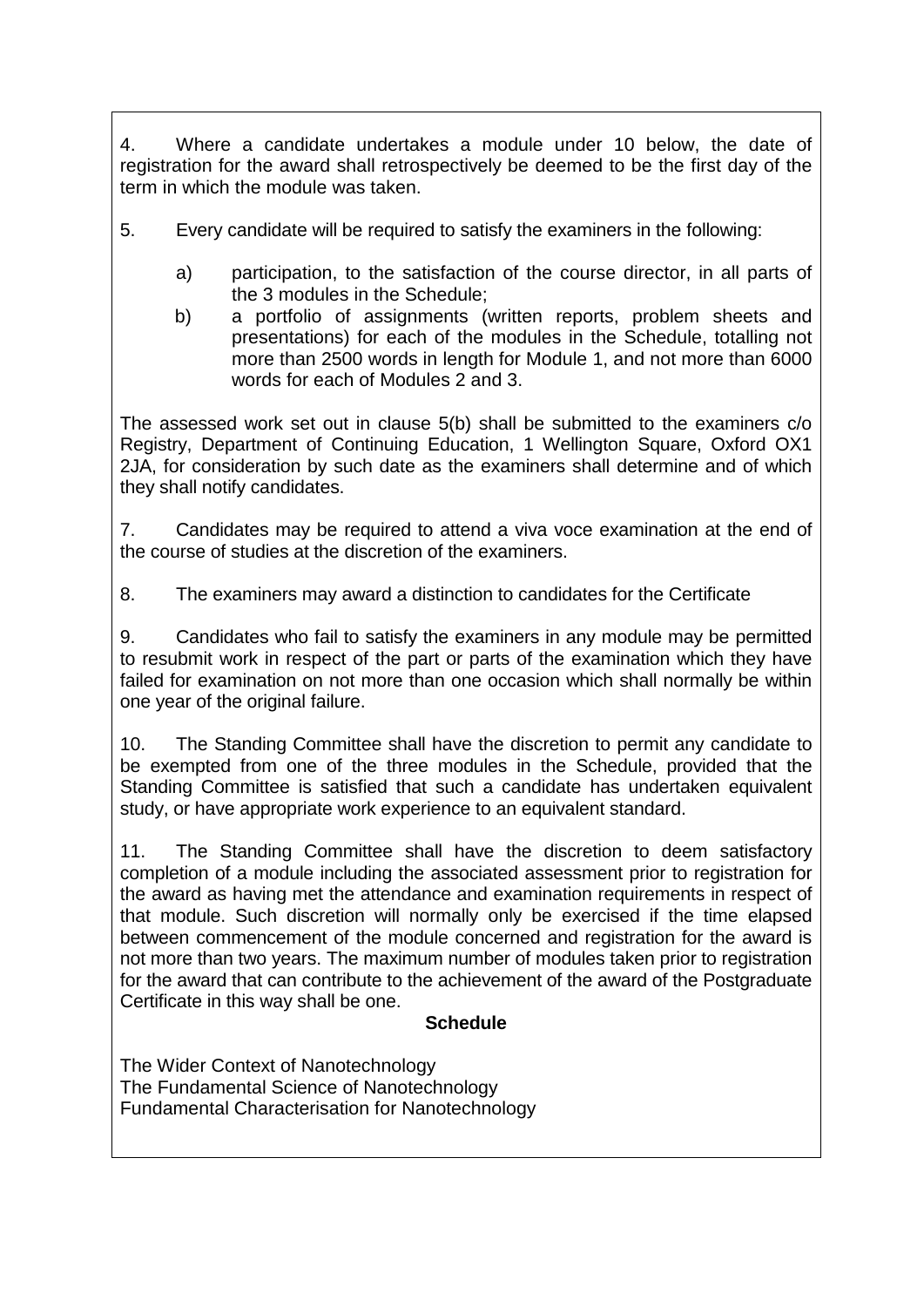4. Where a candidate undertakes a module under 10 below, the date of registration for the award shall retrospectively be deemed to be the first day of the term in which the module was taken.

5. Every candidate will be required to satisfy the examiners in the following:

   a) participation, to the satisfaction of the course director, in all parts of the 3 modules in the Schedule;
   b) a portfolio of assignments (written reports, problem sheets and presentations) for each of the modules in the Schedule, totalling not more than 2500 words in length for Module 1, and not more than 6000 words for each of Modules 2 and 3.

The assessed work set out in clause 5(b) shall be submitted to the examiners c/o Registry, Department of Continuing Education, 1 Wellington Square, Oxford OX1 2JA, for consideration by such date as the examiners shall determine and of which they shall notify candidates.

7. Candidates may be required to attend a viva voce examination at the end of the course of studies at the discretion of the examiners.

8. The examiners may award a distinction to candidates for the Certificate

9. Candidates who fail to satisfy the examiners in any module may be permitted to resubmit work in respect of the part or parts of the examination which they have failed for examination on not more than one occasion which shall normally be within one year of the original failure.

10. The Standing Committee shall have the discretion to permit any candidate to be exempted from one of the three modules in the Schedule, provided that the Standing Committee is satisfied that such a candidate has undertaken equivalent study, or have appropriate work experience to an equivalent standard.

11. The Standing Committee shall have the discretion to deem satisfactory completion of a module including the associated assessment prior to registration for the award as having met the attendance and examination requirements in respect of that module. Such discretion will normally only be exercised if the time elapsed between commencement of the module concerned and registration for the award is not more than two years. The maximum number of modules taken prior to registration for the award that can contribute to the achievement of the award of the Postgraduate Certificate in this way shall be one.

**Schedule**

The Wider Context of Nanotechnology
The Fundamental Science of Nanotechnology
Fundamental Characterisation for Nanotechnology